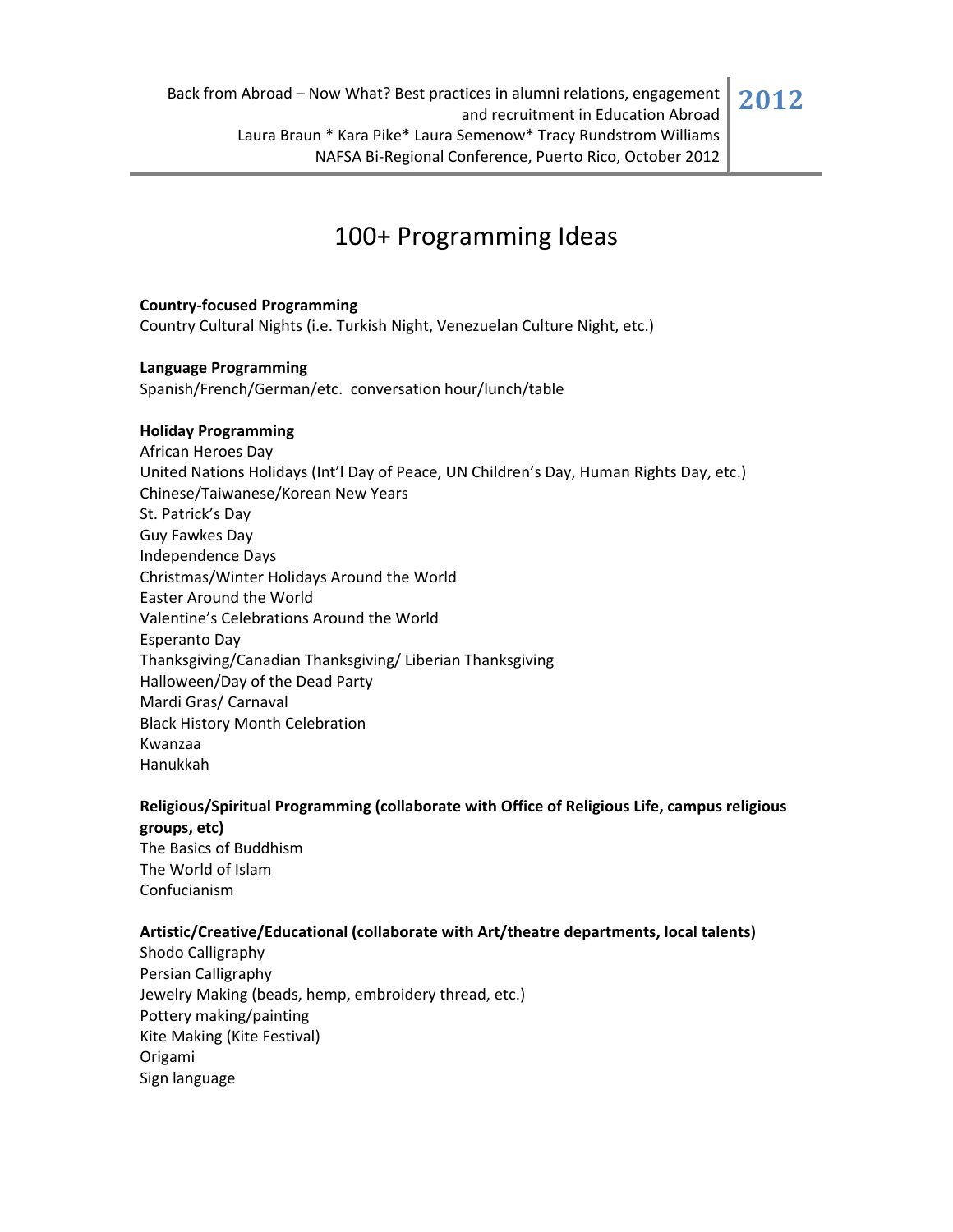Back from Abroad – Now What? Best practices in alumni relations, engagement and recruitment in Education Abroad
Laura Braun * Kara Pike* Laura Semenow* Tracy Rundstrom Williams
NAFSA Bi-Regional Conference, Puerto Rico, October 2012

**2012**

# 100+ Programming Ideas

**Country-focused Programming**
Country Cultural Nights (i.e. Turkish Night, Venezuelan Culture Night, etc.)

**Language Programming**
Spanish/French/German/etc. conversation hour/lunch/table

**Holiday Programming**
African Heroes Day
United Nations Holidays (Int'l Day of Peace, UN Children's Day, Human Rights Day, etc.)
Chinese/Taiwanese/Korean New Years
St. Patrick's Day
Guy Fawkes Day
Independence Days
Christmas/Winter Holidays Around the World
Easter Around the World
Valentine's Celebrations Around the World
Esperanto Day
Thanksgiving/Canadian Thanksgiving/ Liberian Thanksgiving
Halloween/Day of the Dead Party
Mardi Gras/ Carnaval
Black History Month Celebration
Kwanzaa
Hanukkah

**Religious/Spiritual Programming (collaborate with Office of Religious Life, campus religious groups, etc)**
The Basics of Buddhism
The World of Islam
Confucianism

**Artistic/Creative/Educational (collaborate with Art/theatre departments, local talents)**
Shodo Calligraphy
Persian Calligraphy
Jewelry Making (beads, hemp, embroidery thread, etc.)
Pottery making/painting
Kite Making (Kite Festival)
Origami
Sign language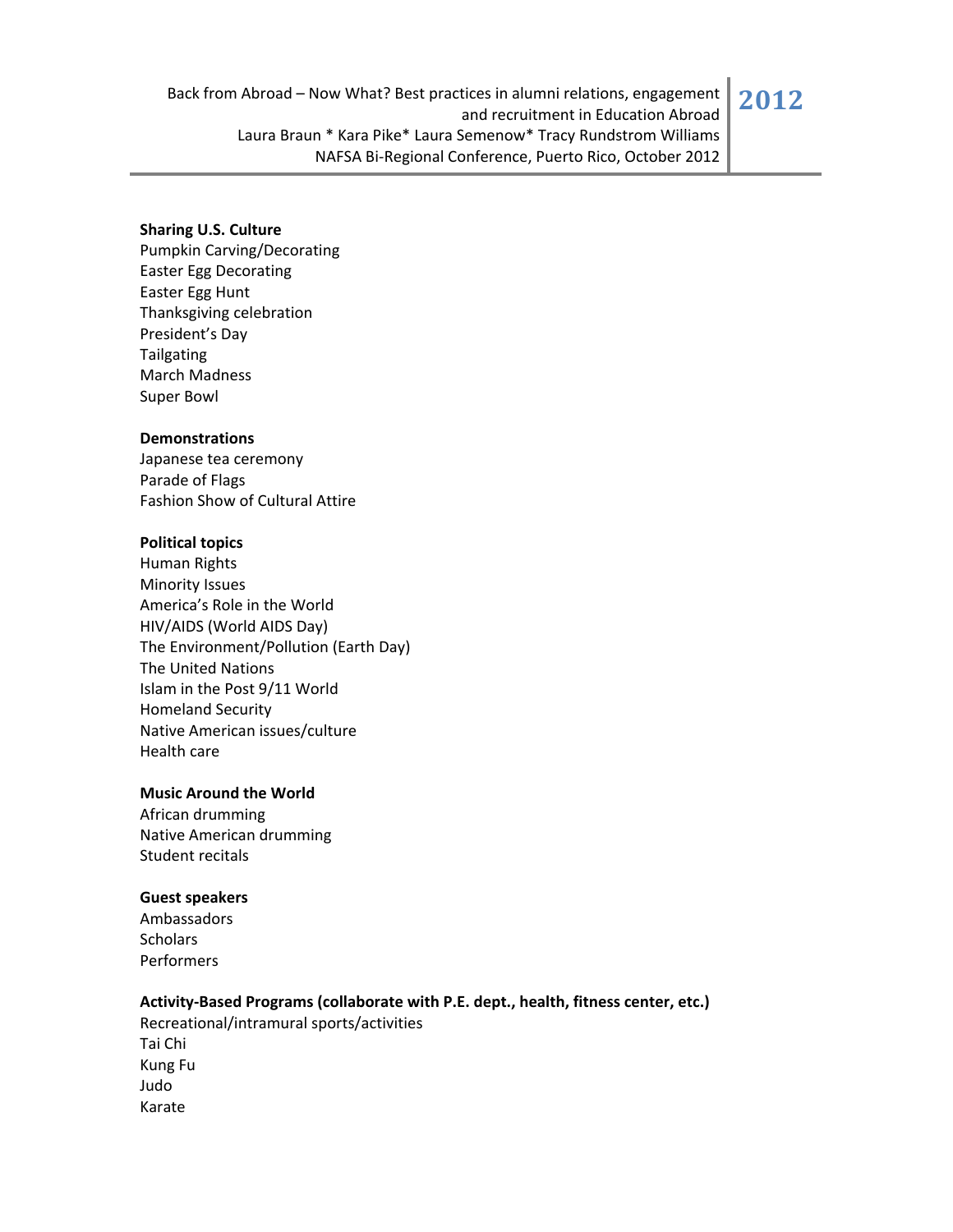**Sharing U.S. Culture**
Pumpkin Carving/Decorating
Easter Egg Decorating
Easter Egg Hunt
Thanksgiving celebration
President's Day
Tailgating
March Madness
Super Bowl

**Demonstrations**
Japanese tea ceremony
Parade of Flags
Fashion Show of Cultural Attire

**Political topics**
Human Rights
Minority Issues
America's Role in the World
HIV/AIDS (World AIDS Day)
The Environment/Pollution (Earth Day)
The United Nations
Islam in the Post 9/11 World
Homeland Security
Native American issues/culture
Health care

**Music Around the World**
African drumming
Native American drumming
Student recitals

**Guest speakers**
Ambassadors
Scholars
Performers

**Activity-Based Programs (collaborate with P.E. dept., health, fitness center, etc.)**
Recreational/intramural sports/activities
Tai Chi
Kung Fu
Judo
Karate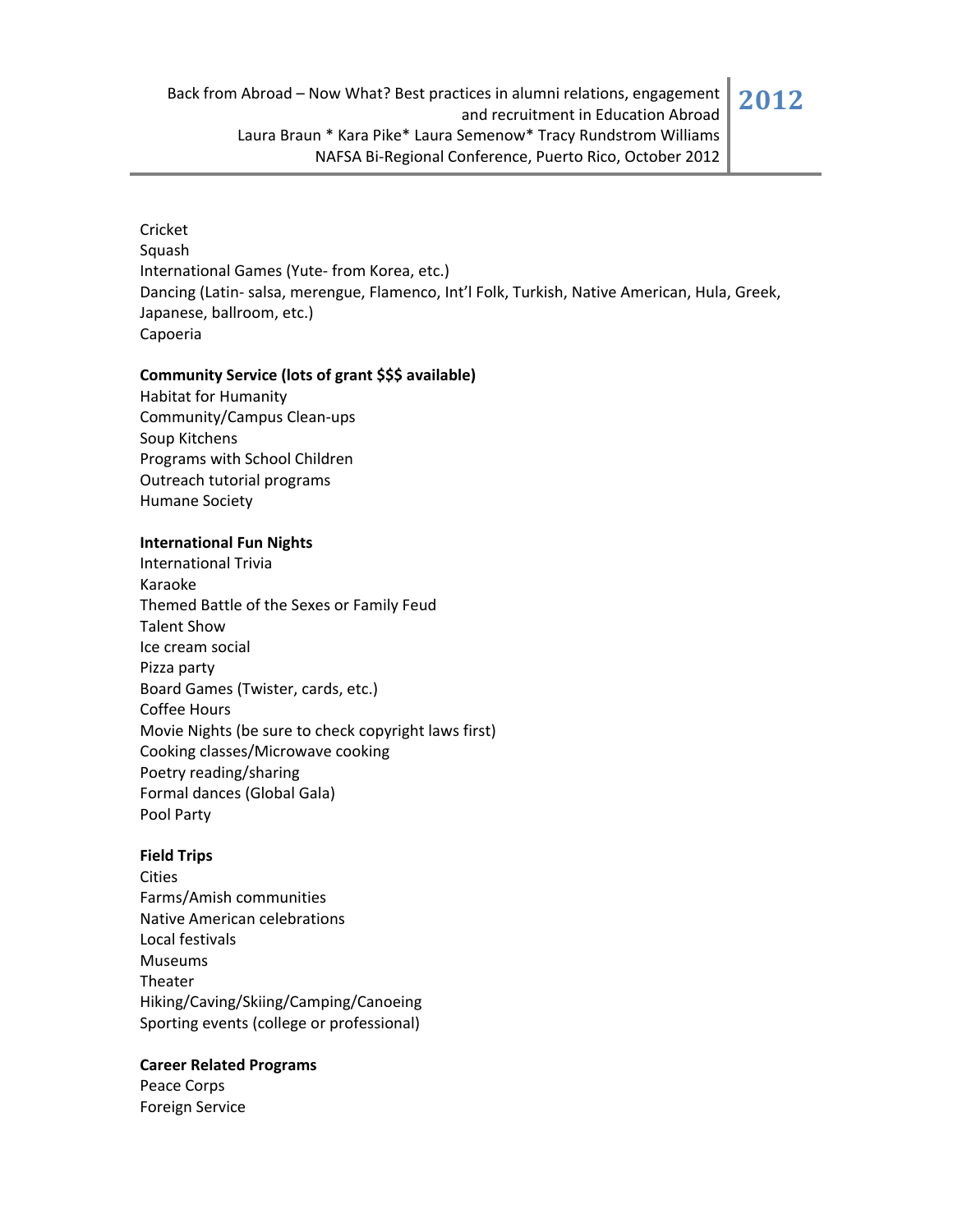Cricket
Squash
International Games (Yute- from Korea, etc.)
Dancing (Latin- salsa, merengue, Flamenco, Int'l Folk, Turkish, Native American, Hula, Greek, Japanese, ballroom, etc.)
Capoeria

**Community Service (lots of grant $$$ available)**
Habitat for Humanity
Community/Campus Clean-ups
Soup Kitchens
Programs with School Children
Outreach tutorial programs
Humane Society

**International Fun Nights**
International Trivia
Karaoke
Themed Battle of the Sexes or Family Feud
Talent Show
Ice cream social
Pizza party
Board Games (Twister, cards, etc.)
Coffee Hours
Movie Nights (be sure to check copyright laws first)
Cooking classes/Microwave cooking
Poetry reading/sharing
Formal dances (Global Gala)
Pool Party

**Field Trips**
Cities
Farms/Amish communities
Native American celebrations
Local festivals
Museums
Theater
Hiking/Caving/Skiing/Camping/Canoeing
Sporting events (college or professional)

**Career Related Programs**
Peace Corps
Foreign Service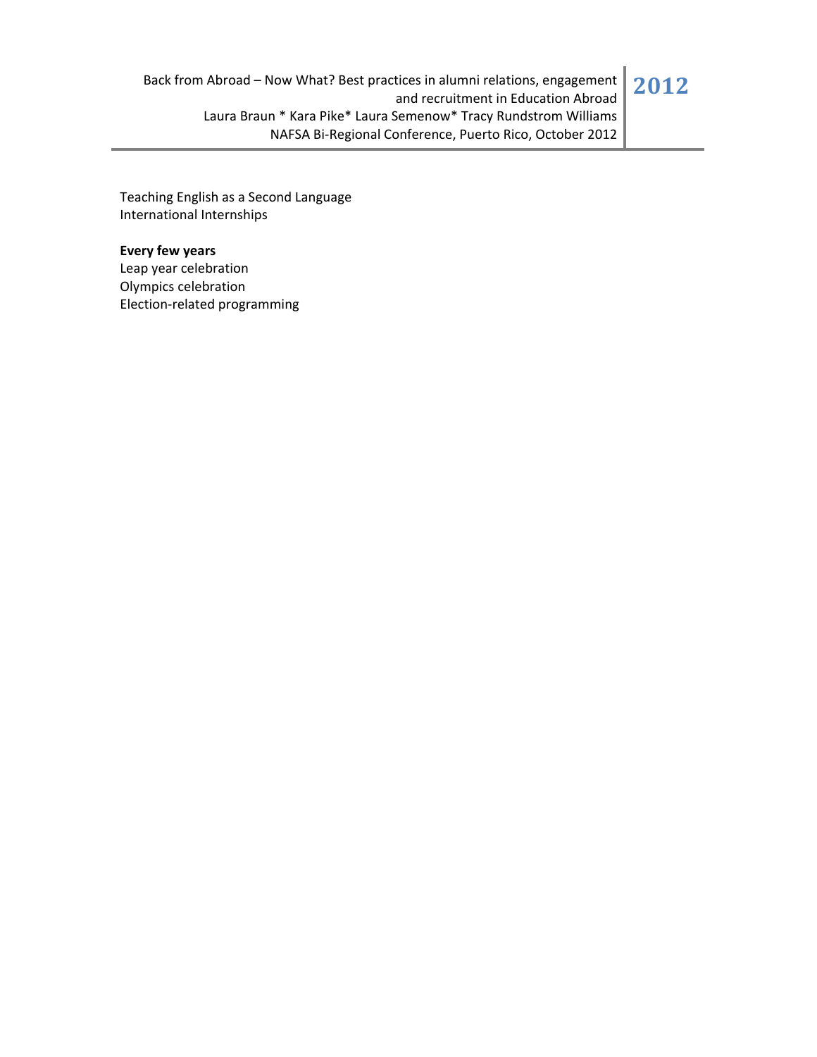Teaching English as a Second Language
International Internships

**Every few years**
Leap year celebration
Olympics celebration
Election-related programming